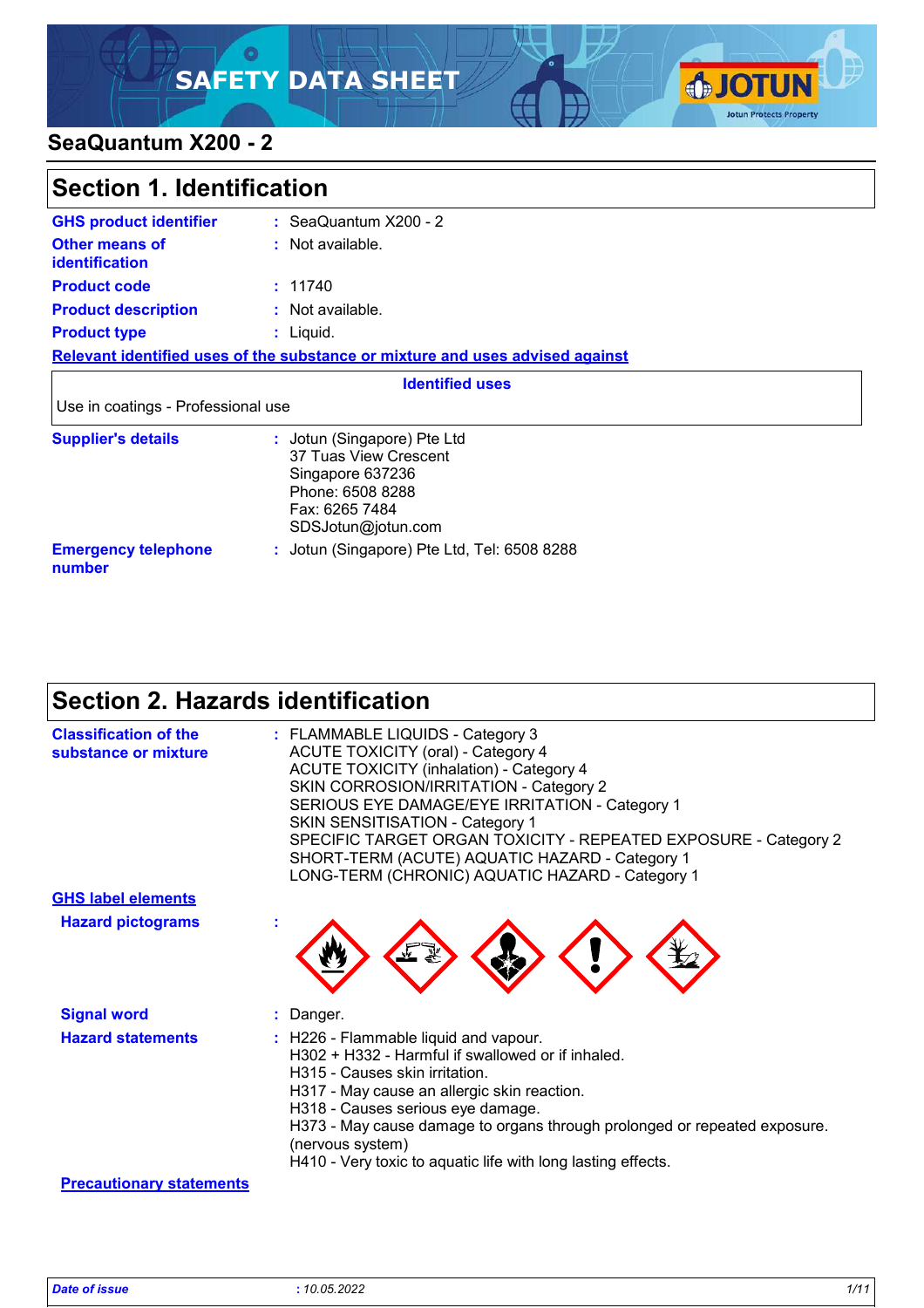# SAFETY DATA SHEET

## SeaQuantum X200 - 2

## Section 1. Identification

**GHS product identifier** : SeaQuantum X200 - 2

**Other means of identification** : Not available.

**Product code** : 11740

**Product description** : Not available.

**Product type** : Liquid.

**Relevant identified uses of the substance or mixture and uses advised against**

| Identified uses |
|---|
| Use in coatings - Professional use |

**Supplier's details** : Jotun (Singapore) Pte Ltd
37 Tuas View Crescent
Singapore 637236
Phone: 6508 8288
Fax: 6265 7484
SDSJotun@jotun.com

**Emergency telephone number** : Jotun (Singapore) Pte Ltd, Tel: 6508 8288

## Section 2. Hazards identification

**Classification of the substance or mixture** : FLAMMABLE LIQUIDS - Category 3
ACUTE TOXICITY (oral) - Category 4
ACUTE TOXICITY (inhalation) - Category 4
SKIN CORROSION/IRRITATION - Category 2
SERIOUS EYE DAMAGE/EYE IRRITATION - Category 1
SKIN SENSITISATION - Category 1
SPECIFIC TARGET ORGAN TOXICITY - REPEATED EXPOSURE - Category 2
SHORT-TERM (ACUTE) AQUATIC HAZARD - Category 1
LONG-TERM (CHRONIC) AQUATIC HAZARD - Category 1

**GHS label elements**

**Hazard pictograms** :

**Signal word** : Danger.

**Hazard statements** : H226 - Flammable liquid and vapour.
H302 + H332 - Harmful if swallowed or if inhaled.
H315 - Causes skin irritation.
H317 - May cause an allergic skin reaction.
H318 - Causes serious eye damage.
H373 - May cause damage to organs through prolonged or repeated exposure. (nervous system)
H410 - Very toxic to aquatic life with long lasting effects.

**Precautionary statements**

*Date of issue* : 10.05.2022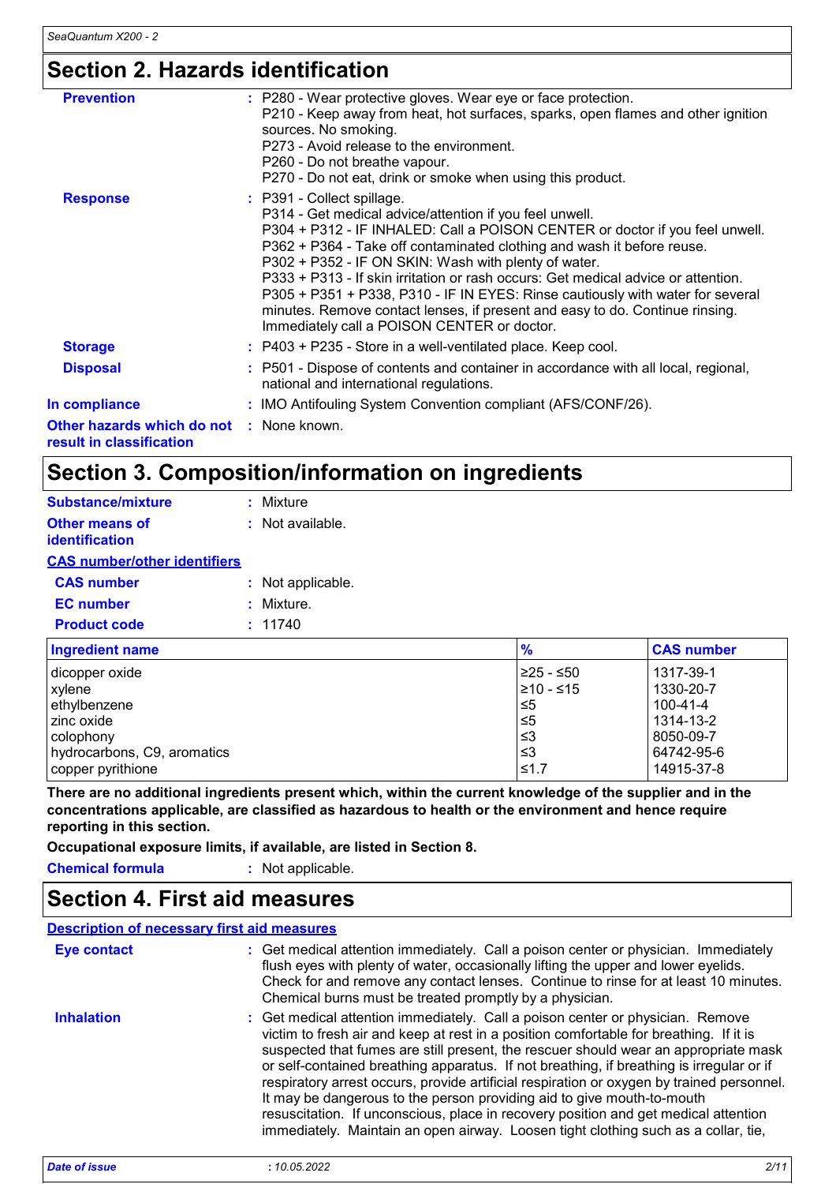## Section 2. Hazards identification

**Prevention** : P280 - Wear protective gloves. Wear eye or face protection.
P210 - Keep away from heat, hot surfaces, sparks, open flames and other ignition sources. No smoking.
P273 - Avoid release to the environment.
P260 - Do not breathe vapour.
P270 - Do not eat, drink or smoke when using this product.

**Response** : P391 - Collect spillage.
P314 - Get medical advice/attention if you feel unwell.
P304 + P312 - IF INHALED: Call a POISON CENTER or doctor if you feel unwell.
P362 + P364 - Take off contaminated clothing and wash it before reuse.
P302 + P352 - IF ON SKIN: Wash with plenty of water.
P333 + P313 - If skin irritation or rash occurs: Get medical advice or attention.
P305 + P351 + P338, P310 - IF IN EYES: Rinse cautiously with water for several minutes. Remove contact lenses, if present and easy to do. Continue rinsing. Immediately call a POISON CENTER or doctor.

**Storage** : P403 + P235 - Store in a well-ventilated place. Keep cool.

**Disposal** : P501 - Dispose of contents and container in accordance with all local, regional, national and international regulations.

**In compliance** : IMO Antifouling System Convention compliant (AFS/CONF/26).

**Other hazards which do not result in classification** : None known.

## Section 3. Composition/information on ingredients

**Substance/mixture** : Mixture

**Other means of identification** : Not available.

**CAS number/other identifiers**

**CAS number** : Not applicable.

**EC number** : Mixture.

**Product code** : 11740

| Ingredient name | % | CAS number |
|---|---|---|
| dicopper oxide | ≥25 - ≤50 | 1317-39-1 |
| xylene | ≥10 - ≤15 | 1330-20-7 |
| ethylbenzene | ≤5 | 100-41-4 |
| zinc oxide | ≤5 | 1314-13-2 |
| colophony | ≤3 | 8050-09-7 |
| hydrocarbons, C9, aromatics | ≤3 | 64742-95-6 |
| copper pyrithione | ≤1.7 | 14915-37-8 |

**There are no additional ingredients present which, within the current knowledge of the supplier and in the concentrations applicable, are classified as hazardous to health or the environment and hence require reporting in this section.**

**Occupational exposure limits, if available, are listed in Section 8.**

**Chemical formula** : Not applicable.

## Section 4. First aid measures

**Description of necessary first aid measures**

**Eye contact** : Get medical attention immediately. Call a poison center or physician. Immediately flush eyes with plenty of water, occasionally lifting the upper and lower eyelids. Check for and remove any contact lenses. Continue to rinse for at least 10 minutes. Chemical burns must be treated promptly by a physician.

**Inhalation** : Get medical attention immediately. Call a poison center or physician. Remove victim to fresh air and keep at rest in a position comfortable for breathing. If it is suspected that fumes are still present, the rescuer should wear an appropriate mask or self-contained breathing apparatus. If not breathing, if breathing is irregular or if respiratory arrest occurs, provide artificial respiration or oxygen by trained personnel. It may be dangerous to the person providing aid to give mouth-to-mouth resuscitation. If unconscious, place in recovery position and get medical attention immediately. Maintain an open airway. Loosen tight clothing such as a collar, tie,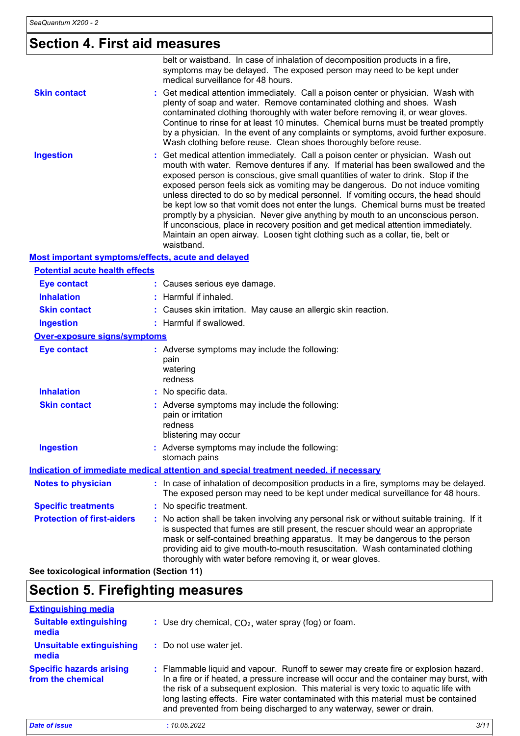## Section 4. First aid measures

belt or waistband. In case of inhalation of decomposition products in a fire, symptoms may be delayed. The exposed person may need to be kept under medical surveillance for 48 hours.

**Skin contact** : Get medical attention immediately. Call a poison center or physician. Wash with plenty of soap and water. Remove contaminated clothing and shoes. Wash contaminated clothing thoroughly with water before removing it, or wear gloves. Continue to rinse for at least 10 minutes. Chemical burns must be treated promptly by a physician. In the event of any complaints or symptoms, avoid further exposure. Wash clothing before reuse. Clean shoes thoroughly before reuse.

**Ingestion** : Get medical attention immediately. Call a poison center or physician. Wash out mouth with water. Remove dentures if any. If material has been swallowed and the exposed person is conscious, give small quantities of water to drink. Stop if the exposed person feels sick as vomiting may be dangerous. Do not induce vomiting unless directed to do so by medical personnel. If vomiting occurs, the head should be kept low so that vomit does not enter the lungs. Chemical burns must be treated promptly by a physician. Never give anything by mouth to an unconscious person. If unconscious, place in recovery position and get medical attention immediately. Maintain an open airway. Loosen tight clothing such as a collar, tie, belt or waistband.

### Most important symptoms/effects, acute and delayed

#### Potential acute health effects

**Eye contact** : Causes serious eye damage.

**Inhalation** : Harmful if inhaled.

**Skin contact** : Causes skin irritation. May cause an allergic skin reaction.

**Ingestion** : Harmful if swallowed.

#### Over-exposure signs/symptoms

**Eye contact** : Adverse symptoms may include the following:
pain
watering
redness

**Inhalation** : No specific data.

**Skin contact** : Adverse symptoms may include the following:
pain or irritation
redness
blistering may occur

**Ingestion** : Adverse symptoms may include the following:
stomach pains

### Indication of immediate medical attention and special treatment needed, if necessary

**Notes to physician** : In case of inhalation of decomposition products in a fire, symptoms may be delayed. The exposed person may need to be kept under medical surveillance for 48 hours.

**Specific treatments** : No specific treatment.

**Protection of first-aiders** : No action shall be taken involving any personal risk or without suitable training. If it is suspected that fumes are still present, the rescuer should wear an appropriate mask or self-contained breathing apparatus. It may be dangerous to the person providing aid to give mouth-to-mouth resuscitation. Wash contaminated clothing thoroughly with water before removing it, or wear gloves.

**See toxicological information (Section 11)**

## Section 5. Firefighting measures

### Extinguishing media

**Suitable extinguishing media** : Use dry chemical, $CO_2$, water spray (fog) or foam.

**Unsuitable extinguishing media** : Do not use water jet.

**Specific hazards arising from the chemical** : Flammable liquid and vapour. Runoff to sewer may create fire or explosion hazard. In a fire or if heated, a pressure increase will occur and the container may burst, with the risk of a subsequent explosion. This material is very toxic to aquatic life with long lasting effects. Fire water contaminated with this material must be contained and prevented from being discharged to any waterway, sewer or drain.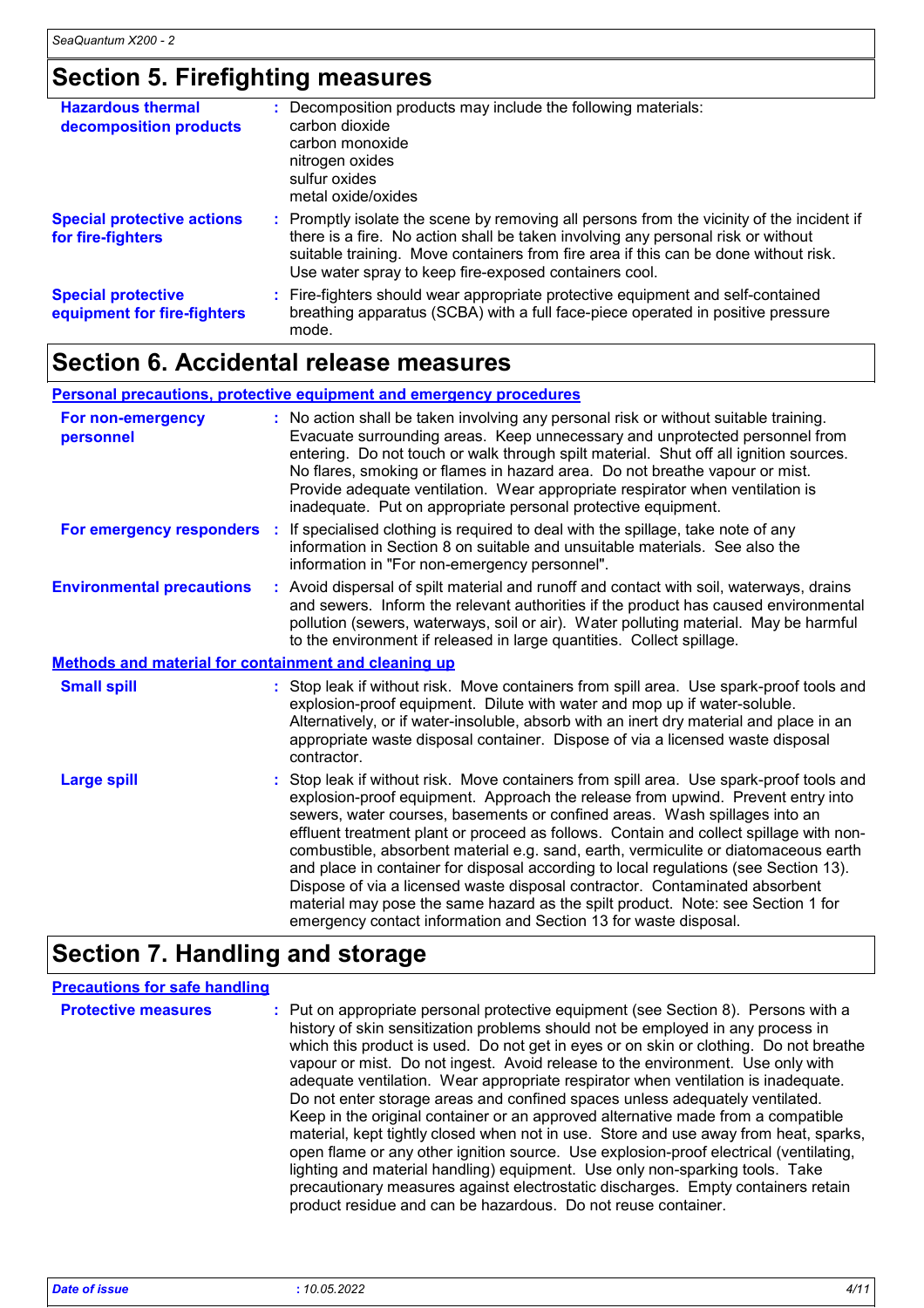## Section 5. Firefighting measures

| | |
|---|---|
| **Hazardous thermal decomposition products** | : Decomposition products may include the following materials:<br>carbon dioxide<br>carbon monoxide<br>nitrogen oxides<br>sulfur oxides<br>metal oxide/oxides |
| **Special protective actions for fire-fighters** | : Promptly isolate the scene by removing all persons from the vicinity of the incident if there is a fire. No action shall be taken involving any personal risk or without suitable training. Move containers from fire area if this can be done without risk. Use water spray to keep fire-exposed containers cool. |
| **Special protective equipment for fire-fighters** | : Fire-fighters should wear appropriate protective equipment and self-contained breathing apparatus (SCBA) with a full face-piece operated in positive pressure mode. |

## Section 6. Accidental release measures

### Personal precautions, protective equipment and emergency procedures

| | |
|---|---|
| **For non-emergency personnel** | : No action shall be taken involving any personal risk or without suitable training. Evacuate surrounding areas. Keep unnecessary and unprotected personnel from entering. Do not touch or walk through spilt material. Shut off all ignition sources. No flares, smoking or flames in hazard area. Do not breathe vapour or mist. Provide adequate ventilation. Wear appropriate respirator when ventilation is inadequate. Put on appropriate personal protective equipment. |
| **For emergency responders** | : If specialised clothing is required to deal with the spillage, take note of any information in Section 8 on suitable and unsuitable materials. See also the information in "For non-emergency personnel". |
| **Environmental precautions** | : Avoid dispersal of spilt material and runoff and contact with soil, waterways, drains and sewers. Inform the relevant authorities if the product has caused environmental pollution (sewers, waterways, soil or air). Water polluting material. May be harmful to the environment if released in large quantities. Collect spillage. |

### Methods and material for containment and cleaning up

| | |
|---|---|
| **Small spill** | : Stop leak if without risk. Move containers from spill area. Use spark-proof tools and explosion-proof equipment. Dilute with water and mop up if water-soluble. Alternatively, or if water-insoluble, absorb with an inert dry material and place in an appropriate waste disposal container. Dispose of via a licensed waste disposal contractor. |
| **Large spill** | : Stop leak if without risk. Move containers from spill area. Use spark-proof tools and explosion-proof equipment. Approach the release from upwind. Prevent entry into sewers, water courses, basements or confined areas. Wash spillages into an effluent treatment plant or proceed as follows. Contain and collect spillage with non-combustible, absorbent material e.g. sand, earth, vermiculite or diatomaceous earth and place in container for disposal according to local regulations (see Section 13). Dispose of via a licensed waste disposal contractor. Contaminated absorbent material may pose the same hazard as the spilt product. Note: see Section 1 for emergency contact information and Section 13 for waste disposal. |

## Section 7. Handling and storage

### Precautions for safe handling

| | |
|---|---|
| **Protective measures** | : Put on appropriate personal protective equipment (see Section 8). Persons with a history of skin sensitization problems should not be employed in any process in which this product is used. Do not get in eyes or on skin or clothing. Do not breathe vapour or mist. Do not ingest. Avoid release to the environment. Use only with adequate ventilation. Wear appropriate respirator when ventilation is inadequate. Do not enter storage areas and confined spaces unless adequately ventilated. Keep in the original container or an approved alternative made from a compatible material, kept tightly closed when not in use. Store and use away from heat, sparks, open flame or any other ignition source. Use explosion-proof electrical (ventilating, lighting and material handling) equipment. Use only non-sparking tools. Take precautionary measures against electrostatic discharges. Empty containers retain product residue and can be hazardous. Do not reuse container. |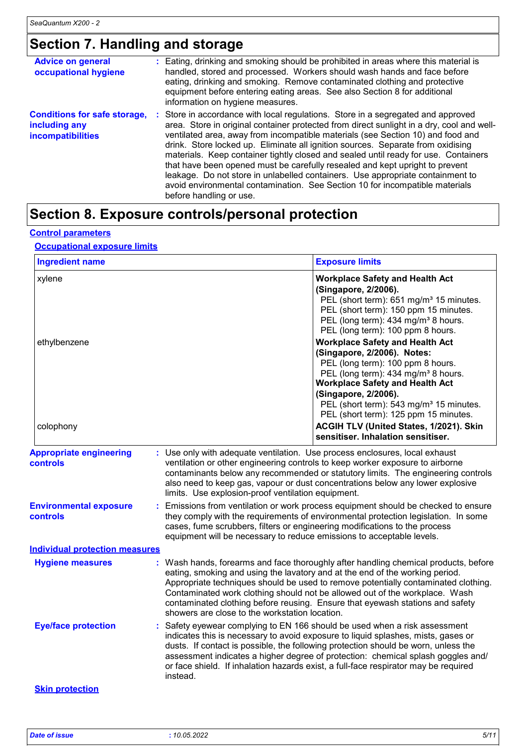## Section 7. Handling and storage

**Advice on general occupational hygiene** : Eating, drinking and smoking should be prohibited in areas where this material is handled, stored and processed. Workers should wash hands and face before eating, drinking and smoking. Remove contaminated clothing and protective equipment before entering eating areas. See also Section 8 for additional information on hygiene measures.

**Conditions for safe storage, including any incompatibilities** : Store in accordance with local regulations. Store in a segregated and approved area. Store in original container protected from direct sunlight in a dry, cool and well-ventilated area, away from incompatible materials (see Section 10) and food and drink. Store locked up. Eliminate all ignition sources. Separate from oxidising materials. Keep container tightly closed and sealed until ready for use. Containers that have been opened must be carefully resealed and kept upright to prevent leakage. Do not store in unlabelled containers. Use appropriate containment to avoid environmental contamination. See Section 10 for incompatible materials before handling or use.

## Section 8. Exposure controls/personal protection

### Control parameters

#### Occupational exposure limits

| Ingredient name | Exposure limits |
|---|---|
| xylene | **Workplace Safety and Health Act (Singapore, 2/2006).**<br>PEL (short term): 651 mg/m³ 15 minutes.<br>PEL (short term): 150 ppm 15 minutes.<br>PEL (long term): 434 mg/m³ 8 hours.<br>PEL (long term): 100 ppm 8 hours. |
| ethylbenzene | **Workplace Safety and Health Act (Singapore, 2/2006). Notes:**<br>PEL (long term): 100 ppm 8 hours.<br>PEL (long term): 434 mg/m³ 8 hours.<br>**Workplace Safety and Health Act (Singapore, 2/2006).**<br>PEL (short term): 543 mg/m³ 15 minutes.<br>PEL (short term): 125 ppm 15 minutes. |
| colophony | **ACGIH TLV (United States, 1/2021). Skin sensitiser. Inhalation sensitiser.** |

**Appropriate engineering controls** : Use only with adequate ventilation. Use process enclosures, local exhaust ventilation or other engineering controls to keep worker exposure to airborne contaminants below any recommended or statutory limits. The engineering controls also need to keep gas, vapour or dust concentrations below any lower explosive limits. Use explosion-proof ventilation equipment.

**Environmental exposure controls** : Emissions from ventilation or work process equipment should be checked to ensure they comply with the requirements of environmental protection legislation. In some cases, fume scrubbers, filters or engineering modifications to the process equipment will be necessary to reduce emissions to acceptable levels.

### Individual protection measures

**Hygiene measures** : Wash hands, forearms and face thoroughly after handling chemical products, before eating, smoking and using the lavatory and at the end of the working period. Appropriate techniques should be used to remove potentially contaminated clothing. Contaminated work clothing should not be allowed out of the workplace. Wash contaminated clothing before reusing. Ensure that eyewash stations and safety showers are close to the workstation location.

**Eye/face protection** : Safety eyewear complying to EN 166 should be used when a risk assessment indicates this is necessary to avoid exposure to liquid splashes, mists, gases or dusts. If contact is possible, the following protection should be worn, unless the assessment indicates a higher degree of protection: chemical splash goggles and/ or face shield. If inhalation hazards exist, a full-face respirator may be required instead.

#### Skin protection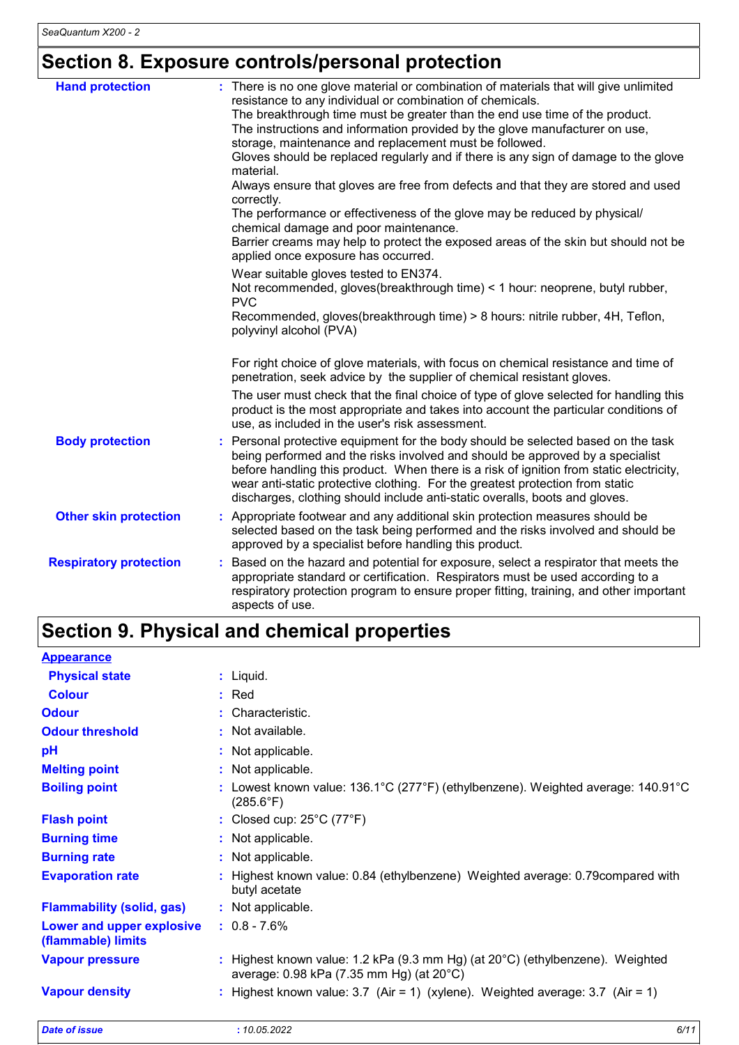## Section 8. Exposure controls/personal protection

**Hand protection** : There is no one glove material or combination of materials that will give unlimited resistance to any individual or combination of chemicals.
The breakthrough time must be greater than the end use time of the product.
The instructions and information provided by the glove manufacturer on use, storage, maintenance and replacement must be followed.
Gloves should be replaced regularly and if there is any sign of damage to the glove material.
Always ensure that gloves are free from defects and that they are stored and used correctly.
The performance or effectiveness of the glove may be reduced by physical/ chemical damage and poor maintenance.
Barrier creams may help to protect the exposed areas of the skin but should not be applied once exposure has occurred.

Wear suitable gloves tested to EN374.
Not recommended, gloves(breakthrough time) < 1 hour: neoprene, butyl rubber, PVC
Recommended, gloves(breakthrough time) > 8 hours: nitrile rubber, 4H, Teflon, polyvinyl alcohol (PVA)

For right choice of glove materials, with focus on chemical resistance and time of penetration, seek advice by the supplier of chemical resistant gloves.

The user must check that the final choice of type of glove selected for handling this product is the most appropriate and takes into account the particular conditions of use, as included in the user's risk assessment.

**Body protection** : Personal protective equipment for the body should be selected based on the task being performed and the risks involved and should be approved by a specialist before handling this product. When there is a risk of ignition from static electricity, wear anti-static protective clothing. For the greatest protection from static discharges, clothing should include anti-static overalls, boots and gloves.

**Other skin protection** : Appropriate footwear and any additional skin protection measures should be selected based on the task being performed and the risks involved and should be approved by a specialist before handling this product.

**Respiratory protection** : Based on the hazard and potential for exposure, select a respirator that meets the appropriate standard or certification. Respirators must be used according to a respiratory protection program to ensure proper fitting, training, and other important aspects of use.

## Section 9. Physical and chemical properties

**Appearance**

| | |
|---|---|
| **Physical state** | : Liquid. |
| **Colour** | : Red |
| **Odour** | : Characteristic. |
| **Odour threshold** | : Not available. |
| **pH** | : Not applicable. |
| **Melting point** | : Not applicable. |
| **Boiling point** | : Lowest known value: 136.1°C (277°F) (ethylbenzene). Weighted average: 140.91°C (285.6°F) |
| **Flash point** | : Closed cup: 25°C (77°F) |
| **Burning time** | : Not applicable. |
| **Burning rate** | : Not applicable. |
| **Evaporation rate** | : Highest known value: 0.84 (ethylbenzene) Weighted average: 0.79compared with butyl acetate |
| **Flammability (solid, gas)** | : Not applicable. |
| **Lower and upper explosive (flammable) limits** | : 0.8 - 7.6% |
| **Vapour pressure** | : Highest known value: 1.2 kPa (9.3 mm Hg) (at 20°C) (ethylbenzene). Weighted average: 0.98 kPa (7.35 mm Hg) (at 20°C) |
| **Vapour density** | : Highest known value: 3.7 (Air = 1) (xylene). Weighted average: 3.7 (Air = 1) |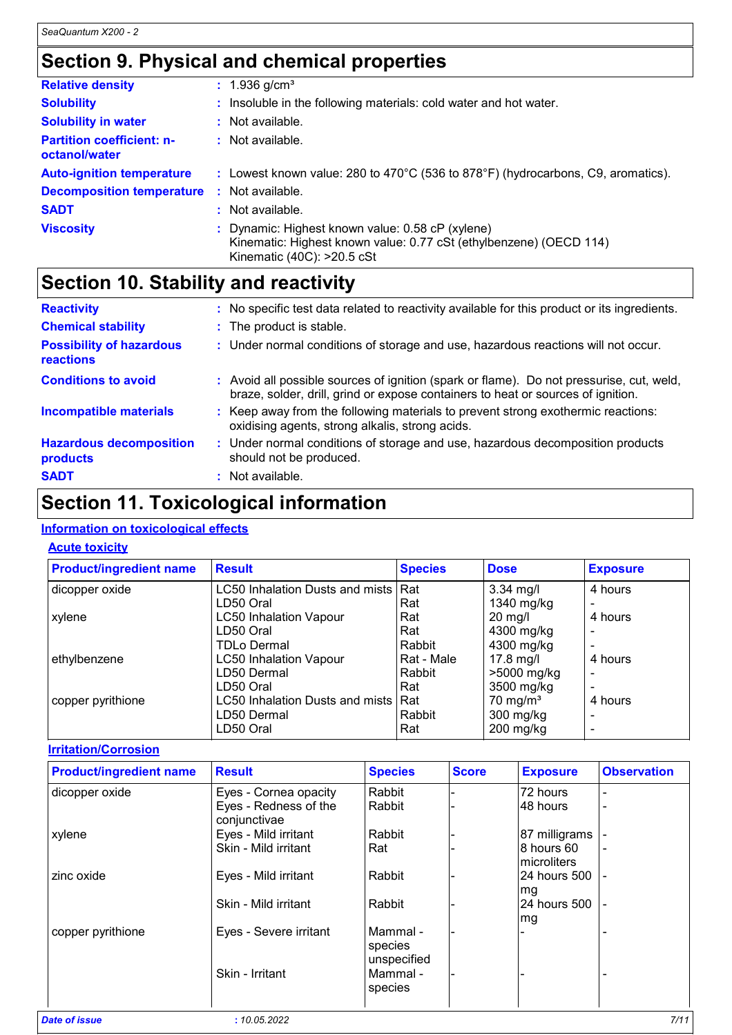# Section 9. Physical and chemical properties

| | |
|---|---|
| **Relative density** | : 1.936 g/cm³ |
| **Solubility** | : Insoluble in the following materials: cold water and hot water. |
| **Solubility in water** | : Not available. |
| **Partition coefficient: n-octanol/water** | : Not available. |
| **Auto-ignition temperature** | : Lowest known value: 280 to 470°C (536 to 878°F) (hydrocarbons, C9, aromatics). |
| **Decomposition temperature** | : Not available. |
| **SADT** | : Not available. |
| **Viscosity** | : Dynamic: Highest known value: 0.58 cP (xylene)<br>Kinematic: Highest known value: 0.77 cSt (ethylbenzene) (OECD 114)<br>Kinematic (40C): >20.5 cSt |

# Section 10. Stability and reactivity

| | |
|---|---|
| **Reactivity** | : No specific test data related to reactivity available for this product or its ingredients. |
| **Chemical stability** | : The product is stable. |
| **Possibility of hazardous reactions** | : Under normal conditions of storage and use, hazardous reactions will not occur. |
| **Conditions to avoid** | : Avoid all possible sources of ignition (spark or flame). Do not pressurise, cut, weld, braze, solder, drill, grind or expose containers to heat or sources of ignition. |
| **Incompatible materials** | : Keep away from the following materials to prevent strong exothermic reactions: oxidising agents, strong alkalis, strong acids. |
| **Hazardous decomposition products** | : Under normal conditions of storage and use, hazardous decomposition products should not be produced. |
| **SADT** | : Not available. |

# Section 11. Toxicological information

## Information on toxicological effects

### Acute toxicity

| Product/ingredient name | Result | Species | Dose | Exposure |
|---|---|---|---|---|
| dicopper oxide | LC50 Inhalation Dusts and mists | Rat | 3.34 mg/l | 4 hours |
| | LD50 Oral | Rat | 1340 mg/kg | - |
| xylene | LC50 Inhalation Vapour | Rat | 20 mg/l | 4 hours |
| | LD50 Oral | Rat | 4300 mg/kg | - |
| | TDLo Dermal | Rabbit | 4300 mg/kg | - |
| ethylbenzene | LC50 Inhalation Vapour | Rat - Male | 17.8 mg/l | 4 hours |
| | LD50 Dermal | Rabbit | >5000 mg/kg | - |
| | LD50 Oral | Rat | 3500 mg/kg | - |
| copper pyrithione | LC50 Inhalation Dusts and mists | Rat | 70 mg/m³ | 4 hours |
| | LD50 Dermal | Rabbit | 300 mg/kg | - |
| | LD50 Oral | Rat | 200 mg/kg | - |

### Irritation/Corrosion

| Product/ingredient name | Result | Species | Score | Exposure | Observation |
|---|---|---|---|---|---|
| dicopper oxide | Eyes - Cornea opacity | Rabbit | - | 72 hours | - |
| | Eyes - Redness of the conjunctivae | Rabbit | - | 48 hours | - |
| xylene | Eyes - Mild irritant | Rabbit | - | 87 milligrams | - |
| | Skin - Mild irritant | Rat | - | 8 hours 60 microliters | - |
| zinc oxide | Eyes - Mild irritant | Rabbit | - | 24 hours 500 mg | - |
| | Skin - Mild irritant | Rabbit | - | 24 hours 500 mg | - |
| copper pyrithione | Eyes - Severe irritant | Mammal - species unspecified | - | - | - |
| | Skin - Irritant | Mammal - species | - | - | - |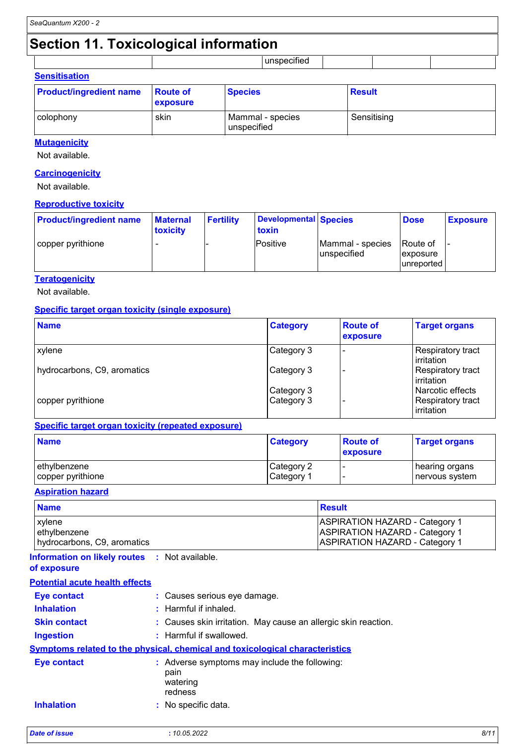## Section 11. Toxicological information

| | | unspecified | | | |
|---|---|---|---|---|---|

**Sensitisation**

| Product/ingredient name | Route of exposure | Species | Result |
|---|---|---|---|
| colophony | skin | Mammal - species unspecified | Sensitising |

**Mutagenicity**

Not available.

**Carcinogenicity**

Not available.

**Reproductive toxicity**

| Product/ingredient name | Maternal toxicity | Fertility | Developmental toxin | Species | Dose | Exposure |
|---|---|---|---|---|---|---|
| copper pyrithione | - | - | Positive | Mammal - species unspecified | Route of exposure unreported | - |

**Teratogenicity**

Not available.

**Specific target organ toxicity (single exposure)**

| Name | Category | Route of exposure | Target organs |
|---|---|---|---|
| xylene | Category 3 | - | Respiratory tract irritation |
| hydrocarbons, C9, aromatics | Category 3 | - | Respiratory tract irritation |
| | Category 3 | | Narcotic effects |
| copper pyrithione | Category 3 | - | Respiratory tract irritation |

**Specific target organ toxicity (repeated exposure)**

| Name | Category | Route of exposure | Target organs |
|---|---|---|---|
| ethylbenzene | Category 2 | - | hearing organs |
| copper pyrithione | Category 1 | - | nervous system |

**Aspiration hazard**

| Name | Result |
|---|---|
| xylene | ASPIRATION HAZARD - Category 1 |
| ethylbenzene | ASPIRATION HAZARD - Category 1 |
| hydrocarbons, C9, aromatics | ASPIRATION HAZARD - Category 1 |

**Information on likely routes of exposure** : Not available.

**Potential acute health effects**

**Eye contact** : Causes serious eye damage.

**Inhalation** : Harmful if inhaled.

**Skin contact** : Causes skin irritation. May cause an allergic skin reaction.

**Ingestion** : Harmful if swallowed.

**Symptoms related to the physical, chemical and toxicological characteristics**

**Eye contact** : Adverse symptoms may include the following:
pain
watering
redness

**Inhalation** : No specific data.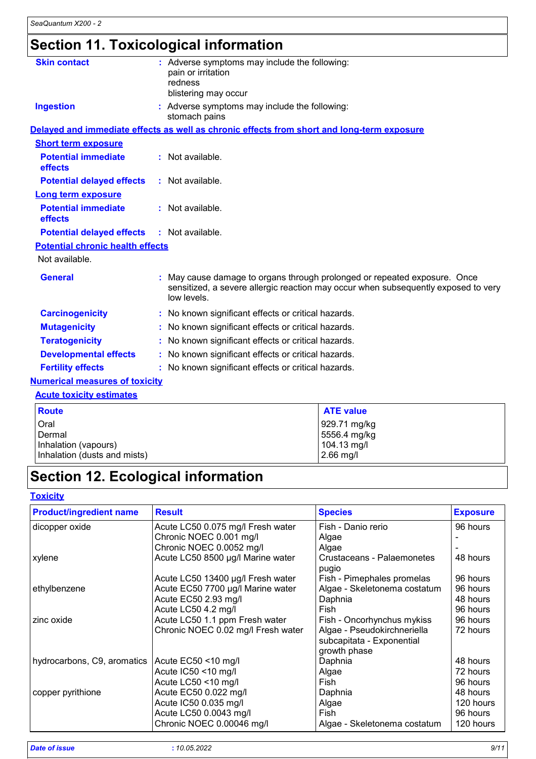# Section 11. Toxicological information

**Skin contact** : Adverse symptoms may include the following:
pain or irritation
redness
blistering may occur

**Ingestion** : Adverse symptoms may include the following:
stomach pains

## Delayed and immediate effects as well as chronic effects from short and long-term exposure

### Short term exposure

**Potential immediate effects** : Not available.

**Potential delayed effects** : Not available.

### Long term exposure

**Potential immediate effects** : Not available.

**Potential delayed effects** : Not available.

### Potential chronic health effects

Not available.

**General** : May cause damage to organs through prolonged or repeated exposure. Once sensitized, a severe allergic reaction may occur when subsequently exposed to very low levels.

**Carcinogenicity** : No known significant effects or critical hazards.

**Mutagenicity** : No known significant effects or critical hazards.

**Teratogenicity** : No known significant effects or critical hazards.

**Developmental effects** : No known significant effects or critical hazards.

**Fertility effects** : No known significant effects or critical hazards.

## Numerical measures of toxicity

### Acute toxicity estimates

| Route | ATE value |
|---|---|
| Oral | 929.71 mg/kg |
| Dermal | 5556.4 mg/kg |
| Inhalation (vapours) | 104.13 mg/l |
| Inhalation (dusts and mists) | 2.66 mg/l |

# Section 12. Ecological information

## Toxicity

| Product/ingredient name | Result | Species | Exposure |
|---|---|---|---|
| dicopper oxide | Acute LC50 0.075 mg/l Fresh water | Fish - Danio rerio | 96 hours |
| | Chronic NOEC 0.001 mg/l | Algae | - |
| | Chronic NOEC 0.0052 mg/l | Algae | - |
| xylene | Acute LC50 8500 µg/l Marine water | Crustaceans - Palaemonetes pugio | 48 hours |
| | Acute LC50 13400 µg/l Fresh water | Fish - Pimephales promelas | 96 hours |
| ethylbenzene | Acute EC50 7700 µg/l Marine water | Algae - Skeletonema costatum | 96 hours |
| | Acute EC50 2.93 mg/l | Daphnia | 48 hours |
| | Acute LC50 4.2 mg/l | Fish | 96 hours |
| zinc oxide | Acute LC50 1.1 ppm Fresh water | Fish - Oncorhynchus mykiss | 96 hours |
| | Chronic NOEC 0.02 mg/l Fresh water | Algae - Pseudokirchneriella subcapitata - Exponential growth phase | 72 hours |
| hydrocarbons, C9, aromatics | Acute EC50 <10 mg/l | Daphnia | 48 hours |
| | Acute IC50 <10 mg/l | Algae | 72 hours |
| | Acute LC50 <10 mg/l | Fish | 96 hours |
| copper pyrithione | Acute EC50 0.022 mg/l | Daphnia | 48 hours |
| | Acute IC50 0.035 mg/l | Algae | 120 hours |
| | Acute LC50 0.0043 mg/l | Fish | 96 hours |
| | Chronic NOEC 0.00046 mg/l | Algae - Skeletonema costatum | 120 hours |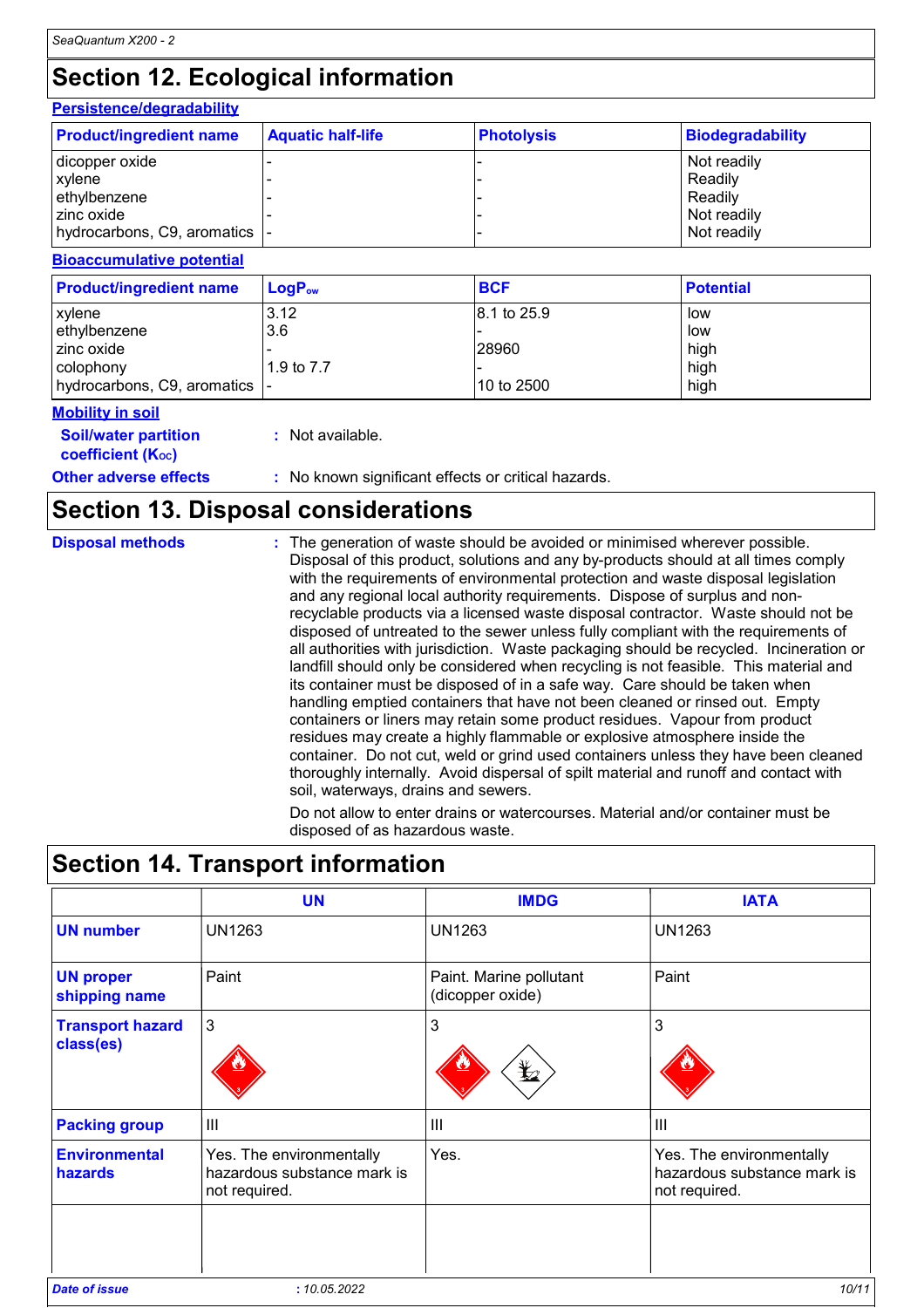# Section 12. Ecological information

**Persistence/degradability**

| Product/ingredient name | Aquatic half-life | Photolysis | Biodegradability |
|---|---|---|---|
| dicopper oxide | - | - | Not readily |
| xylene | - | - | Readily |
| ethylbenzene | - | - | Readily |
| zinc oxide | - | - | Not readily |
| hydrocarbons, C9, aromatics | - | - | Not readily |

**Bioaccumulative potential**

| Product/ingredient name | $LogP_{ow}$ | BCF | Potential |
|---|---|---|---|
| xylene | 3.12 | 8.1 to 25.9 | low |
| ethylbenzene | 3.6 | - | low |
| zinc oxide | - | 28960 | high |
| colophony | 1.9 to 7.7 | - | high |
| hydrocarbons, C9, aromatics | - | 10 to 2500 | high |

**Mobility in soil**

**Soil/water partition coefficient ($K_{OC}$)** : Not available.

**Other adverse effects** : No known significant effects or critical hazards.

# Section 13. Disposal considerations

**Disposal methods** : The generation of waste should be avoided or minimised wherever possible. Disposal of this product, solutions and any by-products should at all times comply with the requirements of environmental protection and waste disposal legislation and any regional local authority requirements. Dispose of surplus and non-recyclable products via a licensed waste disposal contractor. Waste should not be disposed of untreated to the sewer unless fully compliant with the requirements of all authorities with jurisdiction. Waste packaging should be recycled. Incineration or landfill should only be considered when recycling is not feasible. This material and its container must be disposed of in a safe way. Care should be taken when handling emptied containers that have not been cleaned or rinsed out. Empty containers or liners may retain some product residues. Vapour from product residues may create a highly flammable or explosive atmosphere inside the container. Do not cut, weld or grind used containers unless they have been cleaned thoroughly internally. Avoid dispersal of spilt material and runoff and contact with soil, waterways, drains and sewers.

Do not allow to enter drains or watercourses. Material and/or container must be disposed of as hazardous waste.

# Section 14. Transport information

| | UN | IMDG | IATA |
|---|---|---|---|
| **UN number** | UN1263 | UN1263 | UN1263 |
| **UN proper shipping name** | Paint | Paint. Marine pollutant (dicopper oxide) | Paint |
| **Transport hazard class(es)** | 3 | 3 | 3 |
| **Packing group** | III | III | III |
| **Environmental hazards** | Yes. The environmentally hazardous substance mark is not required. | Yes. | Yes. The environmentally hazardous substance mark is not required. |
| | | | |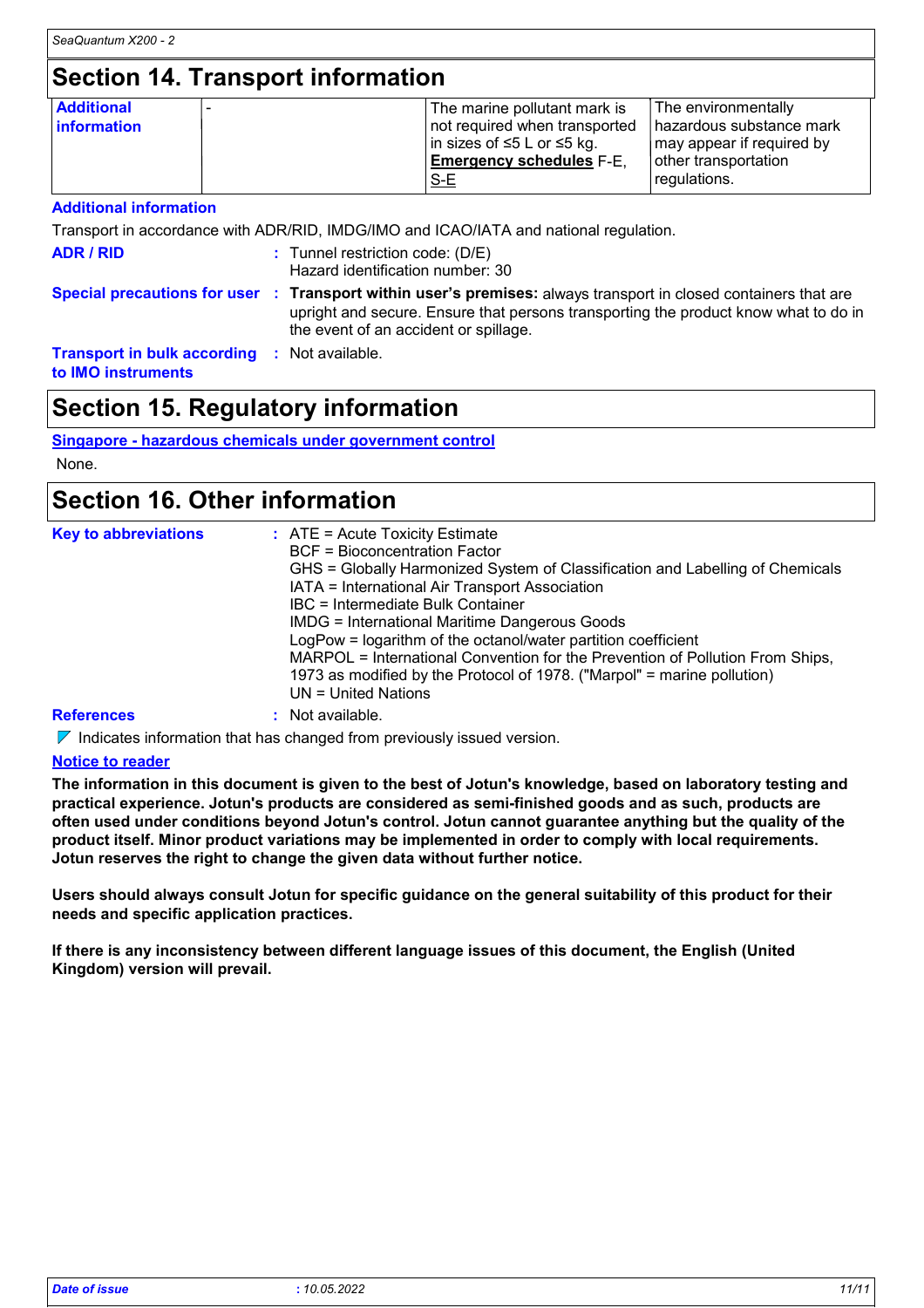## Section 14. Transport information

| | | | |
|---|---|---|---|
| **Additional information** | - | The marine pollutant mark is not required when transported in sizes of ≤5 L or ≤5 kg. **Emergency schedules** F-E, S-E | The environmentally hazardous substance mark may appear if required by other transportation regulations. |

**Additional information**

Transport in accordance with ADR/RID, IMDG/IMO and ICAO/IATA and national regulation.

**ADR / RID** : Tunnel restriction code: (D/E)
Hazard identification number: 30

**Special precautions for user** : **Transport within user's premises:** always transport in closed containers that are upright and secure. Ensure that persons transporting the product know what to do in the event of an accident or spillage.

**Transport in bulk according to IMO instruments** : Not available.

## Section 15. Regulatory information

**Singapore - hazardous chemicals under government control**

None.

## Section 16. Other information

**Key to abbreviations** :
ATE = Acute Toxicity Estimate
BCF = Bioconcentration Factor
GHS = Globally Harmonized System of Classification and Labelling of Chemicals
IATA = International Air Transport Association
IBC = Intermediate Bulk Container
IMDG = International Maritime Dangerous Goods
LogPow = logarithm of the octanol/water partition coefficient
MARPOL = International Convention for the Prevention of Pollution From Ships, 1973 as modified by the Protocol of 1978. ("Marpol" = marine pollution)
UN = United Nations

**References** : Not available.

▼ Indicates information that has changed from previously issued version.

**Notice to reader**

**The information in this document is given to the best of Jotun's knowledge, based on laboratory testing and practical experience. Jotun's products are considered as semi-finished goods and as such, products are often used under conditions beyond Jotun's control. Jotun cannot guarantee anything but the quality of the product itself. Minor product variations may be implemented in order to comply with local requirements. Jotun reserves the right to change the given data without further notice.**

**Users should always consult Jotun for specific guidance on the general suitability of this product for their needs and specific application practices.**

**If there is any inconsistency between different language issues of this document, the English (United Kingdom) version will prevail.**